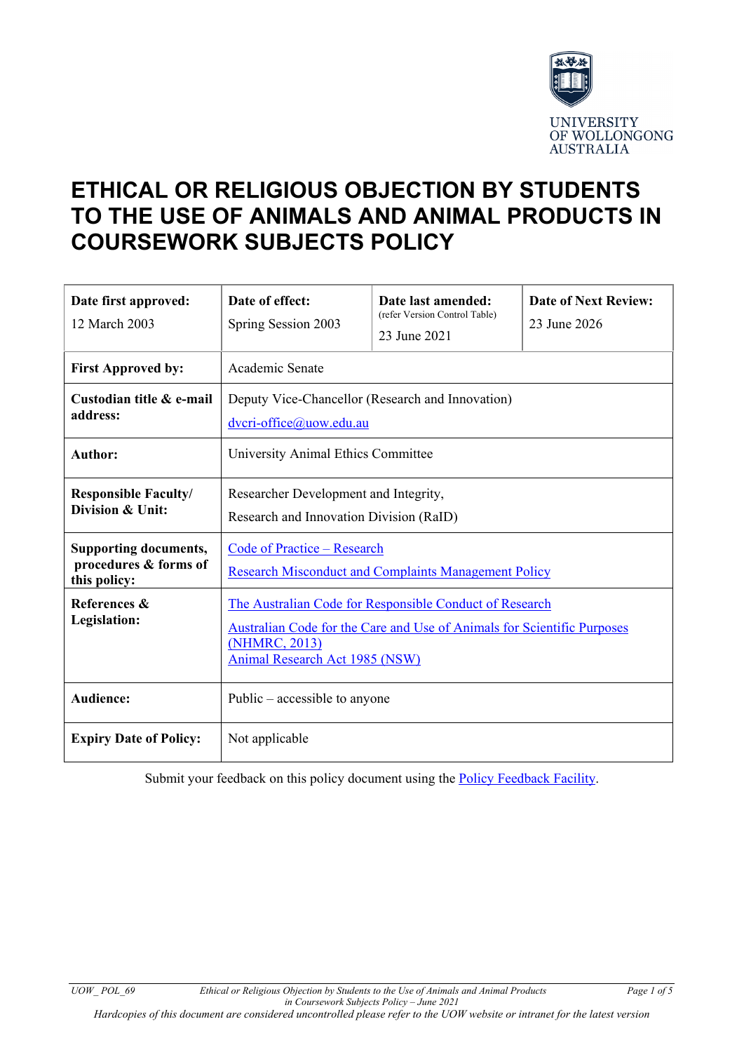UNIVERSITY OF WOLLONGONG AUSTRALIA

# ETHICAL OR RELIGIOUS OBJECTION BY STUDENTS TO THE USE OF ANIMALS AND ANIMAL PRODUCTS IN COURSEWORK SUBJECTS POLICY

| **Date first approved:** 12 March 2003 | **Date of effect:** Spring Session 2003 | **Date last amended:** (refer Version Control Table) 23 June 2021 | **Date of Next Review:** 23 June 2026 |
|---|---|---|---|
| **First Approved by:** | Academic Senate | | |
| **Custodian title & e-mail address:** | Deputy Vice-Chancellor (Research and Innovation) dvcri-office@uow.edu.au | | |
| **Author:** | University Animal Ethics Committee | | |
| **Responsible Faculty/ Division & Unit:** | Researcher Development and Integrity, Research and Innovation Division (RaID) | | |
| **Supporting documents, procedures & forms of this policy:** | Code of Practice – Research<br>Research Misconduct and Complaints Management Policy | | |
| **References & Legislation:** | The Australian Code for Responsible Conduct of Research<br>Australian Code for the Care and Use of Animals for Scientific Purposes (NHMRC, 2013)<br>Animal Research Act 1985 (NSW) | | |
| **Audience:** | Public – accessible to anyone | | |
| **Expiry Date of Policy:** | Not applicable | | |

Submit your feedback on this policy document using the Policy Feedback Facility.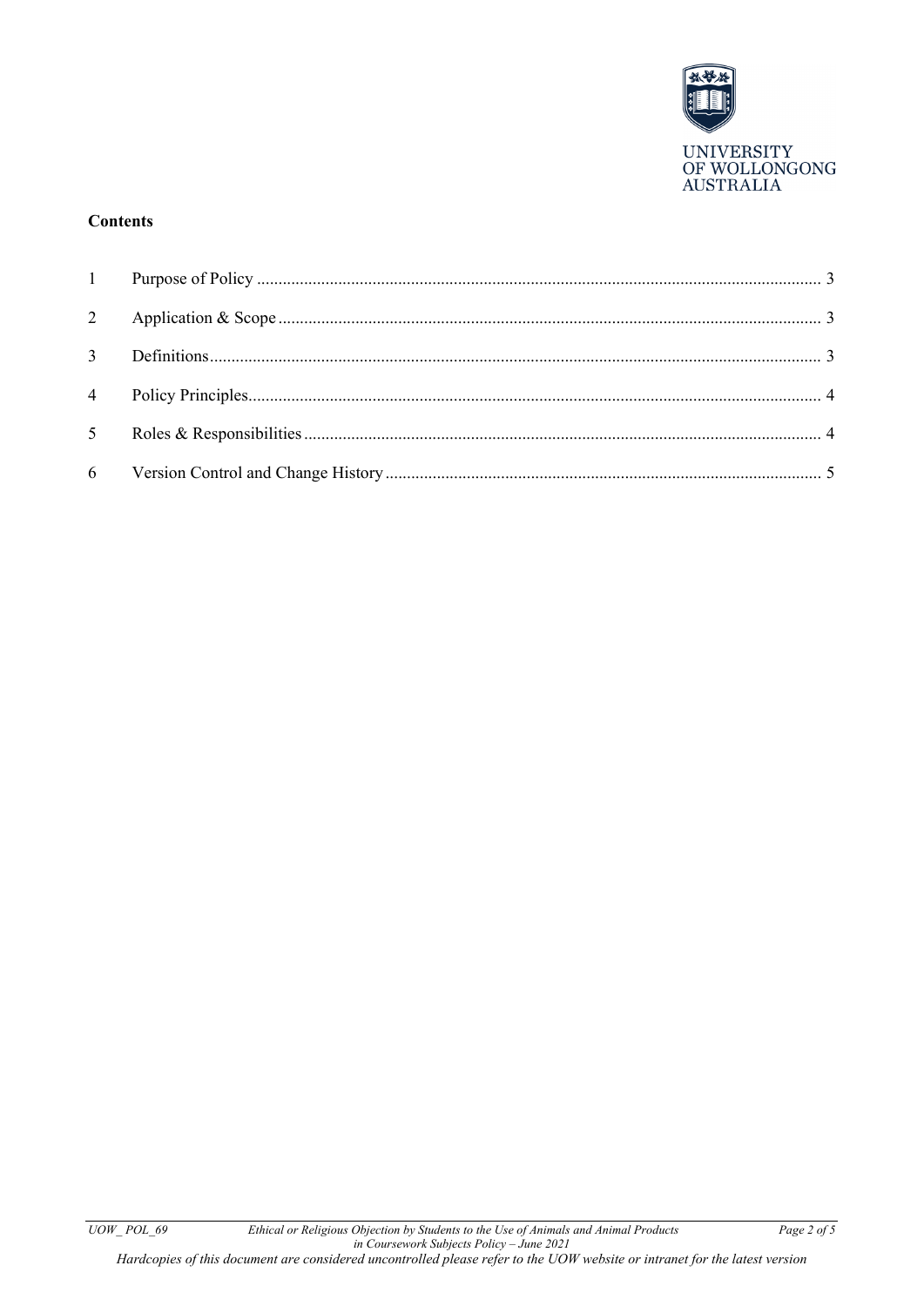**Contents**

| | | |
|---|---|---|
| 1 | Purpose of Policy | 3 |
| 2 | Application & Scope | 3 |
| 3 | Definitions | 3 |
| 4 | Policy Principles | 4 |
| 5 | Roles & Responsibilities | 4 |
| 6 | Version Control and Change History | 5 |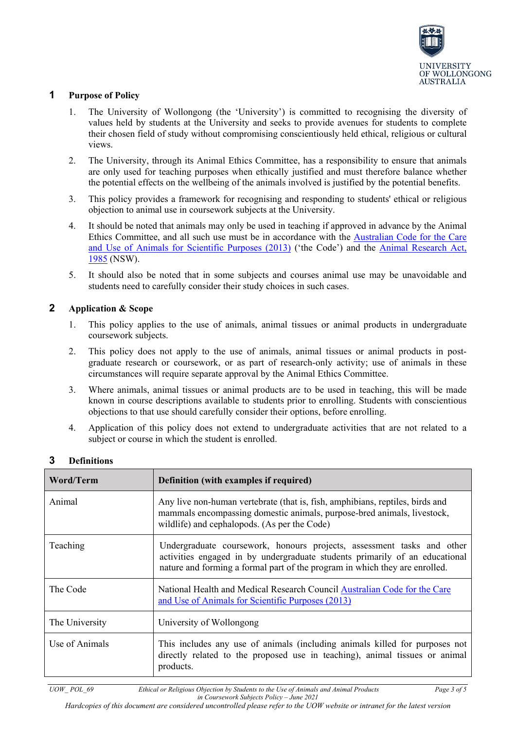## 1 Purpose of Policy

1. The University of Wollongong (the 'University') is committed to recognising the diversity of values held by students at the University and seeks to provide avenues for students to complete their chosen field of study without compromising conscientiously held ethical, religious or cultural views.
2. The University, through its Animal Ethics Committee, has a responsibility to ensure that animals are only used for teaching purposes when ethically justified and must therefore balance whether the potential effects on the wellbeing of the animals involved is justified by the potential benefits.
3. This policy provides a framework for recognising and responding to students' ethical or religious objection to animal use in coursework subjects at the University.
4. It should be noted that animals may only be used in teaching if approved in advance by the Animal Ethics Committee, and all such use must be in accordance with the Australian Code for the Care and Use of Animals for Scientific Purposes (2013) ('the Code') and the Animal Research Act, 1985 (NSW).
5. It should also be noted that in some subjects and courses animal use may be unavoidable and students need to carefully consider their study choices in such cases.

## 2 Application & Scope

1. This policy applies to the use of animals, animal tissues or animal products in undergraduate coursework subjects.
2. This policy does not apply to the use of animals, animal tissues or animal products in post-graduate research or coursework, or as part of research-only activity; use of animals in these circumstances will require separate approval by the Animal Ethics Committee.
3. Where animals, animal tissues or animal products are to be used in teaching, this will be made known in course descriptions available to students prior to enrolling. Students with conscientious objections to that use should carefully consider their options, before enrolling.
4. Application of this policy does not extend to undergraduate activities that are not related to a subject or course in which the student is enrolled.

## 3 Definitions

| Word/Term | Definition (with examples if required) |
|---|---|
| Animal | Any live non-human vertebrate (that is, fish, amphibians, reptiles, birds and mammals encompassing domestic animals, purpose-bred animals, livestock, wildlife) and cephalopods. (As per the Code) |
| Teaching | Undergraduate coursework, honours projects, assessment tasks and other activities engaged in by undergraduate students primarily of an educational nature and forming a formal part of the program in which they are enrolled. |
| The Code | National Health and Medical Research Council Australian Code for the Care and Use of Animals for Scientific Purposes (2013) |
| The University | University of Wollongong |
| Use of Animals | This includes any use of animals (including animals killed for purposes not directly related to the proposed use in teaching), animal tissues or animal products. |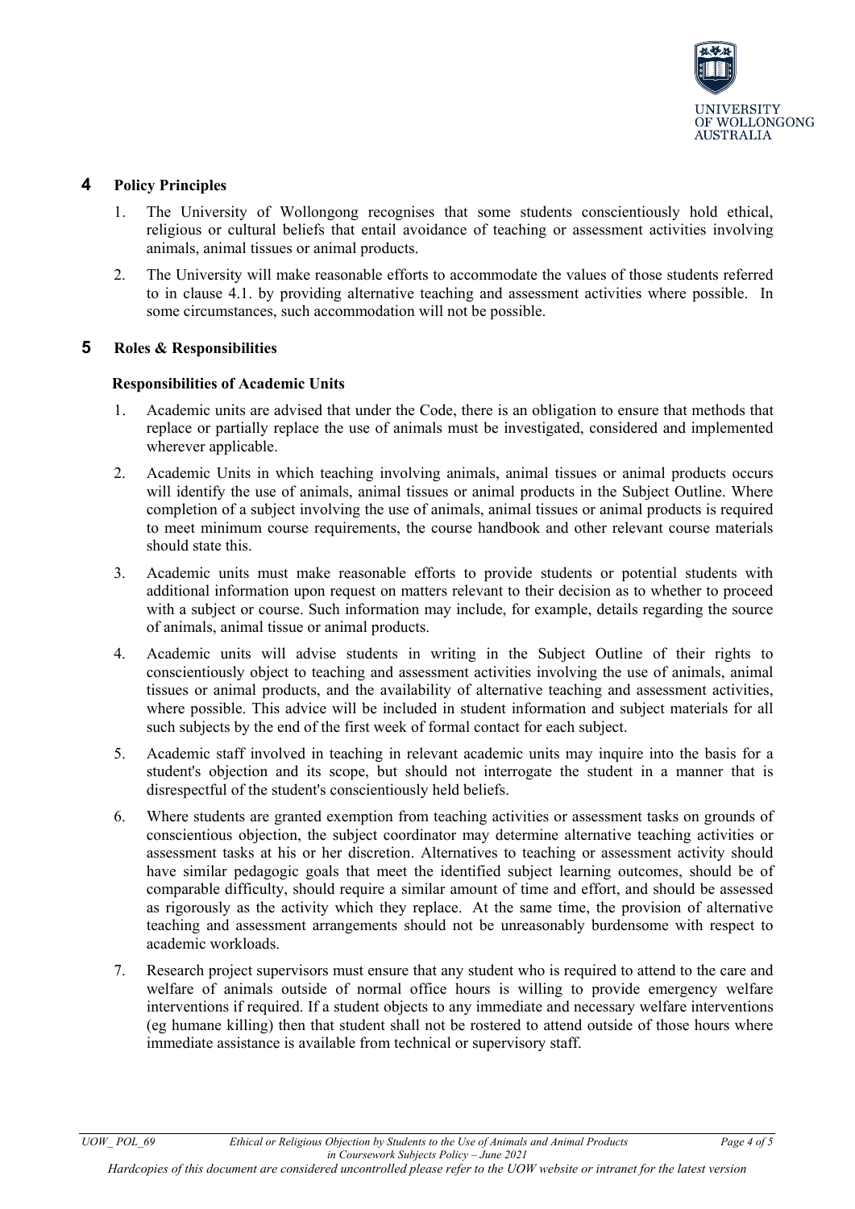## 4 Policy Principles

1. The University of Wollongong recognises that some students conscientiously hold ethical, religious or cultural beliefs that entail avoidance of teaching or assessment activities involving animals, animal tissues or animal products.
2. The University will make reasonable efforts to accommodate the values of those students referred to in clause 4.1. by providing alternative teaching and assessment activities where possible. In some circumstances, such accommodation will not be possible.

## 5 Roles & Responsibilities

### Responsibilities of Academic Units

1. Academic units are advised that under the Code, there is an obligation to ensure that methods that replace or partially replace the use of animals must be investigated, considered and implemented wherever applicable.
2. Academic Units in which teaching involving animals, animal tissues or animal products occurs will identify the use of animals, animal tissues or animal products in the Subject Outline. Where completion of a subject involving the use of animals, animal tissues or animal products is required to meet minimum course requirements, the course handbook and other relevant course materials should state this.
3. Academic units must make reasonable efforts to provide students or potential students with additional information upon request on matters relevant to their decision as to whether to proceed with a subject or course. Such information may include, for example, details regarding the source of animals, animal tissue or animal products.
4. Academic units will advise students in writing in the Subject Outline of their rights to conscientiously object to teaching and assessment activities involving the use of animals, animal tissues or animal products, and the availability of alternative teaching and assessment activities, where possible. This advice will be included in student information and subject materials for all such subjects by the end of the first week of formal contact for each subject.
5. Academic staff involved in teaching in relevant academic units may inquire into the basis for a student's objection and its scope, but should not interrogate the student in a manner that is disrespectful of the student's conscientiously held beliefs.
6. Where students are granted exemption from teaching activities or assessment tasks on grounds of conscientious objection, the subject coordinator may determine alternative teaching activities or assessment tasks at his or her discretion. Alternatives to teaching or assessment activity should have similar pedagogic goals that meet the identified subject learning outcomes, should be of comparable difficulty, should require a similar amount of time and effort, and should be assessed as rigorously as the activity which they replace. At the same time, the provision of alternative teaching and assessment arrangements should not be unreasonably burdensome with respect to academic workloads.
7. Research project supervisors must ensure that any student who is required to attend to the care and welfare of animals outside of normal office hours is willing to provide emergency welfare interventions if required. If a student objects to any immediate and necessary welfare interventions (eg humane killing) then that student shall not be rostered to attend outside of those hours where immediate assistance is available from technical or supervisory staff.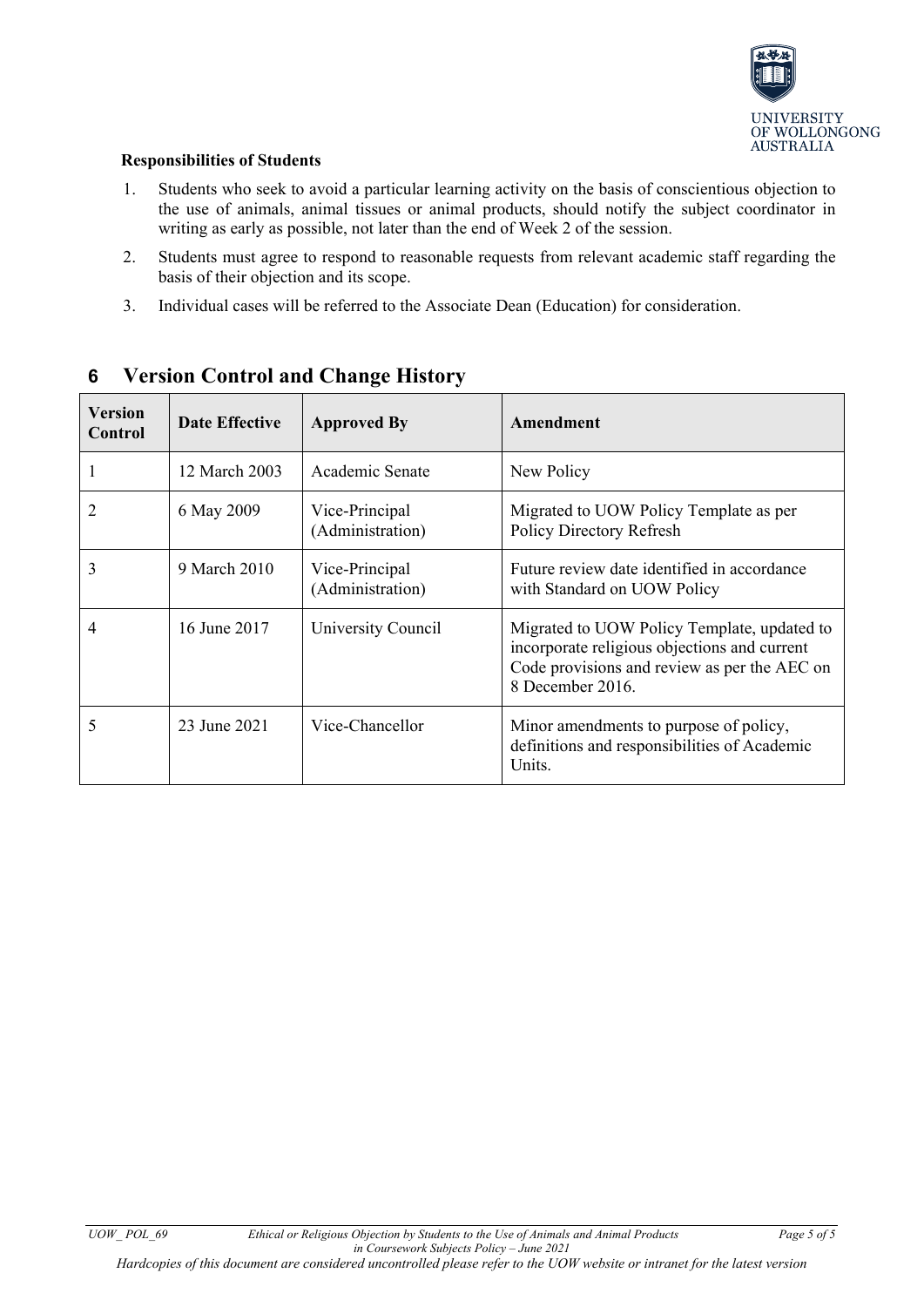**Responsibilities of Students**

1. Students who seek to avoid a particular learning activity on the basis of conscientious objection to the use of animals, animal tissues or animal products, should notify the subject coordinator in writing as early as possible, not later than the end of Week 2 of the session.
2. Students must agree to respond to reasonable requests from relevant academic staff regarding the basis of their objection and its scope.
3. Individual cases will be referred to the Associate Dean (Education) for consideration.

## 6 Version Control and Change History

| Version Control | Date Effective | Approved By | Amendment |
| --- | --- | --- | --- |
| 1 | 12 March 2003 | Academic Senate | New Policy |
| 2 | 6 May 2009 | Vice-Principal (Administration) | Migrated to UOW Policy Template as per Policy Directory Refresh |
| 3 | 9 March 2010 | Vice-Principal (Administration) | Future review date identified in accordance with Standard on UOW Policy |
| 4 | 16 June 2017 | University Council | Migrated to UOW Policy Template, updated to incorporate religious objections and current Code provisions and review as per the AEC on 8 December 2016. |
| 5 | 23 June 2021 | Vice-Chancellor | Minor amendments to purpose of policy, definitions and responsibilities of Academic Units. |